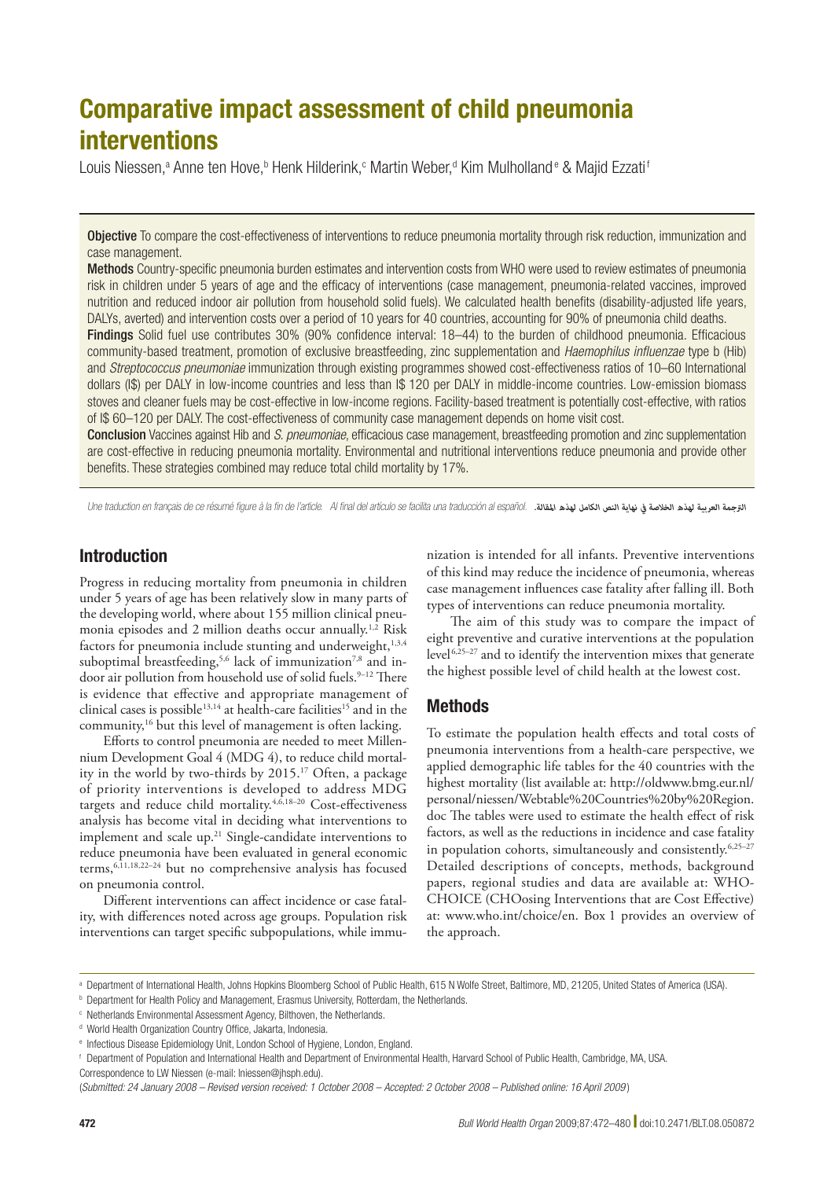# Comparative impact assessment of child pneumonia interventions

Louis Niessen,[a] Anne ten Hove,[b] Henk Hilderink,[c] Martin Weber,[d] Kim Mulholland[e] & Majid Ezzati[f]

**Objective** To compare the cost-effectiveness of interventions to reduce pneumonia mortality through risk reduction, immunization and case management.

**Methods** Country-specific pneumonia burden estimates and intervention costs from WHO were used to review estimates of pneumonia risk in children under 5 years of age and the efficacy of interventions (case management, pneumonia-related vaccines, improved nutrition and reduced indoor air pollution from household solid fuels). We calculated health benefits (disability-adjusted life years, DALYs, averted) and intervention costs over a period of 10 years for 40 countries, accounting for 90% of pneumonia child deaths.

**Findings** Solid fuel use contributes 30% (90% confidence interval: 18–44) to the burden of childhood pneumonia. Efficacious community-based treatment, promotion of exclusive breastfeeding, zinc supplementation and *Haemophilus influenzae* type b (Hib) and *Streptococcus pneumoniae* immunization through existing programmes showed cost-effectiveness ratios of 10–60 International dollars (I$) per DALY in low-income countries and less than I$ 120 per DALY in middle-income countries. Low-emission biomass stoves and cleaner fuels may be cost-effective in low-income regions. Facility-based treatment is potentially cost-effective, with ratios of I$ 60–120 per DALY. The cost-effectiveness of community case management depends on home visit cost.

**Conclusion** Vaccines against Hib and *S. pneumoniae*, efficacious case management, breastfeeding promotion and zinc supplementation are cost-effective in reducing pneumonia mortality. Environmental and nutritional interventions reduce pneumonia and provide other benefits. These strategies combined may reduce total child mortality by 17%.

*Une traduction en français de ce résumé figure à la fin de l'article. Al final del artículo se facilita una traducción al español.* الترجمة العربية لهذه الخلاصة في نهاية النص الكامل لهذه المقالة.

## Introduction

Progress in reducing mortality from pneumonia in children under 5 years of age has been relatively slow in many parts of the developing world, where about 155 million clinical pneumonia episodes and 2 million deaths occur annually.[1,2] Risk factors for pneumonia include stunting and underweight,[1,3,4] suboptimal breastfeeding,[5,6] lack of immunization[7,8] and indoor air pollution from household use of solid fuels.[9–12] There is evidence that effective and appropriate management of clinical cases is possible[13,14] at health-care facilities[15] and in the community,[16] but this level of management is often lacking.

Efforts to control pneumonia are needed to meet Millennium Development Goal 4 (MDG 4), to reduce child mortality in the world by two-thirds by 2015.[17] Often, a package of priority interventions is developed to address MDG targets and reduce child mortality.[4,6,18–20] Cost-effectiveness analysis has become vital in deciding what interventions to implement and scale up.[21] Single-candidate interventions to reduce pneumonia have been evaluated in general economic terms,[6,11,18,22–24] but no comprehensive analysis has focused on pneumonia control.

Different interventions can affect incidence or case fatality, with differences noted across age groups. Population risk interventions can target specific subpopulations, while immunization is intended for all infants. Preventive interventions of this kind may reduce the incidence of pneumonia, whereas case management influences case fatality after falling ill. Both types of interventions can reduce pneumonia mortality.

The aim of this study was to compare the impact of eight preventive and curative interventions at the population level[6,25–27] and to identify the intervention mixes that generate the highest possible level of child health at the lowest cost.

## Methods

To estimate the population health effects and total costs of pneumonia interventions from a health-care perspective, we applied demographic life tables for the 40 countries with the highest mortality (list available at: http://oldwww.bmg.eur.nl/personal/niessen/Webtable%20Countries%20by%20Region.doc The tables were used to estimate the health effect of risk factors, as well as the reductions in incidence and case fatality in population cohorts, simultaneously and consistently.[6,25–27] Detailed descriptions of concepts, methods, background papers, regional studies and data are available at: WHO-CHOICE (CHOosing Interventions that are Cost Effective) at: www.who.int/choice/en. Box 1 provides an overview of the approach.

---

[a] Department of International Health, Johns Hopkins Bloomberg School of Public Health, 615 N Wolfe Street, Baltimore, MD, 21205, United States of America (USA).
[b] Department for Health Policy and Management, Erasmus University, Rotterdam, the Netherlands.
[c] Netherlands Environmental Assessment Agency, Bilthoven, the Netherlands.
[d] World Health Organization Country Office, Jakarta, Indonesia.
[e] Infectious Disease Epidemiology Unit, London School of Hygiene, London, England.
[f] Department of Population and International Health and Department of Environmental Health, Harvard School of Public Health, Cambridge, MA, USA.
Correspondence to LW Niessen (e-mail: lniessen@jhsph.edu).
(*Submitted: 24 January 2008 – Revised version received: 1 October 2008 – Accepted: 2 October 2008 – Published online: 16 April 2009*)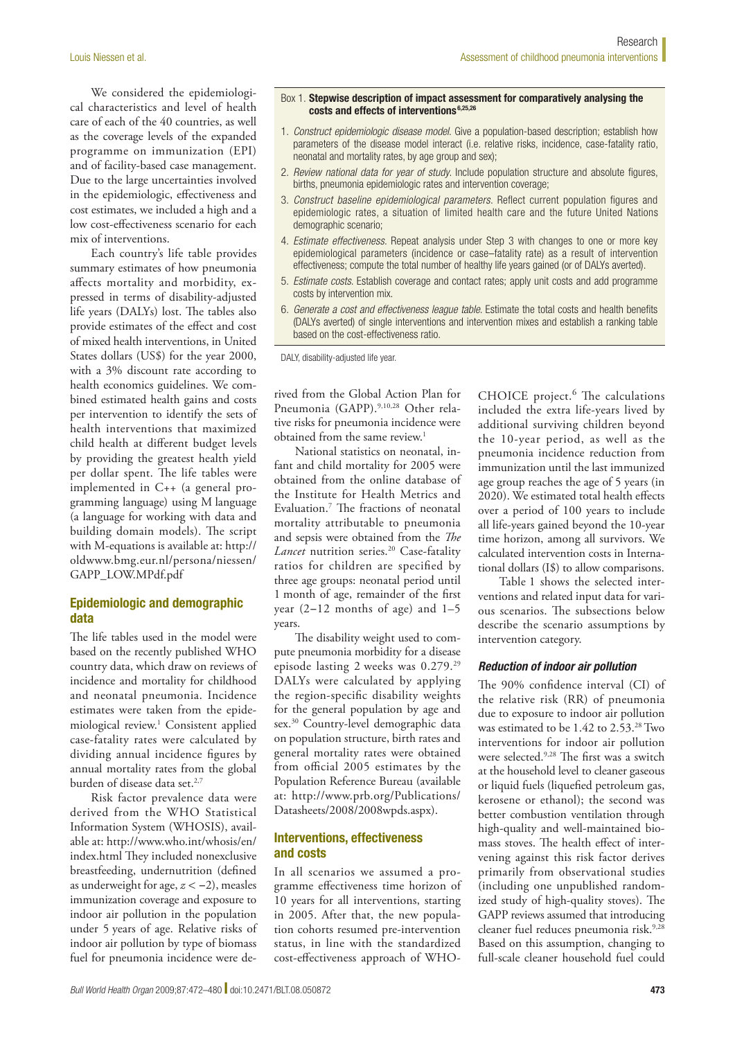We considered the epidemiological characteristics and level of health care of each of the 40 countries, as well as the coverage levels of the expanded programme on immunization (EPI) and of facility-based case management. Due to the large uncertainties involved in the epidemiologic, effectiveness and cost estimates, we included a high and a low cost-effectiveness scenario for each mix of interventions.

Each country's life table provides summary estimates of how pneumonia affects mortality and morbidity, expressed in terms of disability-adjusted life years (DALYs) lost. The tables also provide estimates of the effect and cost of mixed health interventions, in United States dollars (US$) for the year 2000, with a 3% discount rate according to health economics guidelines. We combined estimated health gains and costs per intervention to identify the sets of health interventions that maximized child health at different budget levels by providing the greatest health yield per dollar spent. The life tables were implemented in C++ (a general programming language) using M language (a language for working with data and building domain models). The script with M-equations is available at: http://oldwww.bmg.eur.nl/persona/niessen/GAPP_LOW.MPdf.pdf

> **Box 1. Stepwise description of impact assessment for comparatively analysing the costs and effects of interventions[6,25,26]**
>
> 1. *Construct epidemiologic disease model.* Give a population-based description; establish how parameters of the disease model interact (i.e. relative risks, incidence, case-fatality ratio, neonatal and mortality rates, by age group and sex);
> 2. *Review national data for year of study.* Include population structure and absolute figures, births, pneumonia epidemiologic rates and intervention coverage;
> 3. *Construct baseline epidemiological parameters.* Reflect current population figures and epidemiologic rates, a situation of limited health care and the future United Nations demographic scenario;
> 4. *Estimate effectiveness.* Repeat analysis under Step 3 with changes to one or more key epidemiological parameters (incidence or case–fatality rate) as a result of intervention effectiveness; compute the total number of healthy life years gained (or of DALYs averted).
> 5. *Estimate costs.* Establish coverage and contact rates; apply unit costs and add programme costs by intervention mix.
> 6. *Generate a cost and effectiveness league table.* Estimate the total costs and health benefits (DALYs averted) of single interventions and intervention mixes and establish a ranking table based on the cost-effectiveness ratio.
>
> DALY, disability-adjusted life year.

## Epidemiologic and demographic data

The life tables used in the model were based on the recently published WHO country data, which draw on reviews of incidence and mortality for childhood and neonatal pneumonia. Incidence estimates were taken from the epidemiological review.[1] Consistent applied case-fatality rates were calculated by dividing annual incidence figures by annual mortality rates from the global burden of disease data set.[2,7]

Risk factor prevalence data were derived from the WHO Statistical Information System (WHOSIS), available at: http://www.who.int/whosis/en/index.html They included nonexclusive breastfeeding, undernutrition (defined as underweight for age, $z < -2$), measles immunization coverage and exposure to indoor air pollution in the population under 5 years of age. Relative risks of indoor air pollution by type of biomass fuel for pneumonia incidence were derived from the Global Action Plan for Pneumonia (GAPP).[9,10,28] Other relative risks for pneumonia incidence were obtained from the same review.[1]

National statistics on neonatal, infant and child mortality for 2005 were obtained from the online database of the Institute for Health Metrics and Evaluation.[7] The fractions of neonatal mortality attributable to pneumonia and sepsis were obtained from the *The Lancet* nutrition series.[20] Case-fatality ratios for children are specified by three age groups: neonatal period until 1 month of age, remainder of the first year (2–12 months of age) and 1–5 years.

The disability weight used to compute pneumonia morbidity for a disease episode lasting 2 weeks was 0.279.[29] DALYs were calculated by applying the region-specific disability weights for the general population by age and sex.[30] Country-level demographic data on population structure, birth rates and general mortality rates were obtained from official 2005 estimates by the Population Reference Bureau (available at: http://www.prb.org/Publications/Datasheets/2008/2008wpds.aspx).

## Interventions, effectiveness and costs

In all scenarios we assumed a programme effectiveness time horizon of 10 years for all interventions, starting in 2005. After that, the new population cohorts resumed pre-intervention status, in line with the standardized cost-effectiveness approach of WHO-CHOICE project.[6] The calculations included the extra life-years lived by additional surviving children beyond the 10-year period, as well as the pneumonia incidence reduction from immunization until the last immunized age group reaches the age of 5 years (in 2020). We estimated total health effects over a period of 100 years to include all life-years gained beyond the 10-year time horizon, among all survivors. We calculated intervention costs in International dollars (I$) to allow comparisons.

Table 1 shows the selected interventions and related input data for various scenarios. The subsections below describe the scenario assumptions by intervention category.

### *Reduction of indoor air pollution*

The 90% confidence interval (CI) of the relative risk (RR) of pneumonia due to exposure to indoor air pollution was estimated to be 1.42 to 2.53.[28] Two interventions for indoor air pollution were selected.[9,28] The first was a switch at the household level to cleaner gaseous or liquid fuels (liquefied petroleum gas, kerosene or ethanol); the second was better combustion ventilation through high-quality and well-maintained biomass stoves. The health effect of intervening against this risk factor derives primarily from observational studies (including one unpublished randomized study of high-quality stoves). The GAPP reviews assumed that introducing cleaner fuel reduces pneumonia risk.[9,28] Based on this assumption, changing to full-scale cleaner household fuel could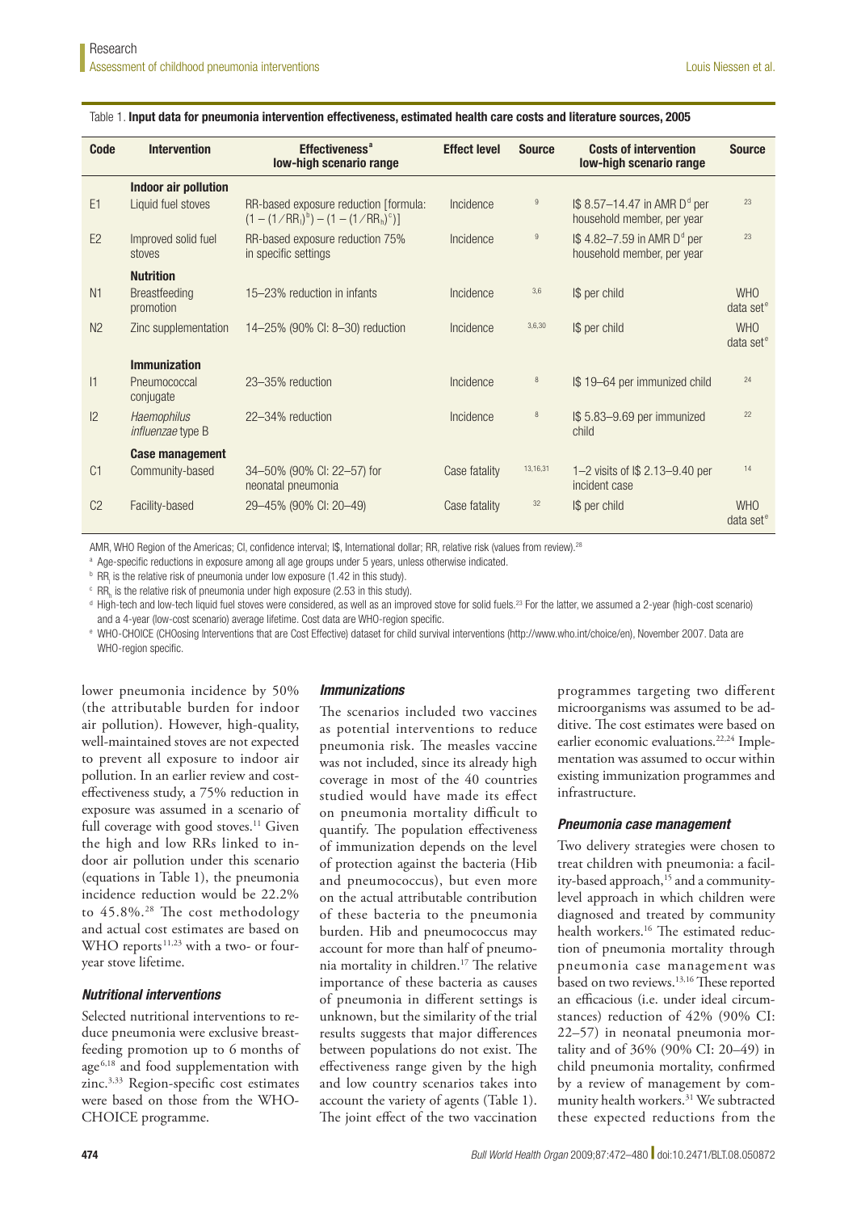Table 1. **Input data for pneumonia intervention effectiveness, estimated health care costs and literature sources, 2005**

| Code | Intervention | Effectiveness[a] low-high scenario range | Effect level | Source | Costs of intervention low-high scenario range | Source |
|---|---|---|---|---|---|---|
| | **Indoor air pollution** | | | | | |
| E1 | Liquid fuel stoves | RR-based exposure reduction [formula: $(1-(1/\mathrm{RR_l})^{b})-(1-(1/\mathrm{RR_h})^{c})$] | Incidence | 9 | I$ 8.57–14.47 in AMR D[d] per household member, per year | 23 |
| E2 | Improved solid fuel stoves | RR-based exposure reduction 75% in specific settings | Incidence | 9 | I$ 4.82–7.59 in AMR D[d] per household member, per year | 23 |
| | **Nutrition** | | | | | |
| N1 | Breastfeeding promotion | 15–23% reduction in infants | Incidence | 3,6 | I$ per child | WHO data set[e] |
| N2 | Zinc supplementation | 14–25% (90% CI: 8–30) reduction | Incidence | 3,6,30 | I$ per child | WHO data set[e] |
| | **Immunization** | | | | | |
| I1 | Pneumococcal conjugate | 23–35% reduction | Incidence | 8 | I$ 19–64 per immunized child | 24 |
| I2 | *Haemophilus influenzae* type B | 22–34% reduction | Incidence | 8 | I$ 5.83–9.69 per immunized child | 22 |
| | **Case management** | | | | | |
| C1 | Community-based | 34–50% (90% CI: 22–57) for neonatal pneumonia | Case fatality | 13,16,31 | 1–2 visits of I$ 2.13–9.40 per incident case | 14 |
| C2 | Facility-based | 29–45% (90% CI: 20–49) | Case fatality | 32 | I$ per child | WHO data set[e] |

AMR, WHO Region of the Americas; CI, confidence interval; I$, International dollar; RR, relative risk (values from review).[28]

[a] Age-specific reductions in exposure among all age groups under 5 years, unless otherwise indicated.

[b] $\mathrm{RR_l}$ is the relative risk of pneumonia under low exposure (1.42 in this study).

[c] $\mathrm{RR_h}$ is the relative risk of pneumonia under high exposure (2.53 in this study).

[d] High-tech and low-tech liquid fuel stoves were considered, as well as an improved stove for solid fuels.[23] For the latter, we assumed a 2-year (high-cost scenario) and a 4-year (low-cost scenario) average lifetime. Cost data are WHO-region specific.

[e] WHO-CHOICE (CHOosing Interventions that are Cost Effective) dataset for child survival interventions (http://www.who.int/choice/en), November 2007. Data are WHO-region specific.

lower pneumonia incidence by 50% (the attributable burden for indoor air pollution). However, high-quality, well-maintained stoves are not expected to prevent all exposure to indoor air pollution. In an earlier review and cost-effectiveness study, a 75% reduction in exposure was assumed in a scenario of full coverage with good stoves.[11] Given the high and low RRs linked to indoor air pollution under this scenario (equations in Table 1), the pneumonia incidence reduction would be 22.2% to 45.8%.[28] The cost methodology and actual cost estimates are based on WHO reports[11,23] with a two- or four-year stove lifetime.

### *Nutritional interventions*

Selected nutritional interventions to reduce pneumonia were exclusive breastfeeding promotion up to 6 months of age[6,18] and food supplementation with zinc.[3,33] Region-specific cost estimates were based on those from the WHO-CHOICE programme.

### *Immunizations*

The scenarios included two vaccines as potential interventions to reduce pneumonia risk. The measles vaccine was not included, since its already high coverage in most of the 40 countries studied would have made its effect on pneumonia mortality difficult to quantify. The population effectiveness of immunization depends on the level of protection against the bacteria (Hib and pneumococcus), but even more on the actual attributable contribution of these bacteria to the pneumonia burden. Hib and pneumococcus may account for more than half of pneumonia mortality in children.[17] The relative importance of these bacteria as causes of pneumonia in different settings is unknown, but the similarity of the trial results suggests that major differences between populations do not exist. The effectiveness range given by the high and low country scenarios takes into account the variety of agents (Table 1). The joint effect of the two vaccination programmes targeting two different microorganisms was assumed to be additive. The cost estimates were based on earlier economic evaluations.[22,24] Implementation was assumed to occur within existing immunization programmes and infrastructure.

### *Pneumonia case management*

Two delivery strategies were chosen to treat children with pneumonia: a facility-based approach,[15] and a community-level approach in which children were diagnosed and treated by community health workers.[16] The estimated reduction of pneumonia mortality through pneumonia case management was based on two reviews.[13,16] These reported an efficacious (i.e. under ideal circumstances) reduction of 42% (90% CI: 22–57) in neonatal pneumonia mortality and of 36% (90% CI: 20–49) in child pneumonia mortality, confirmed by a review of management by community health workers.[31] We subtracted these expected reductions from the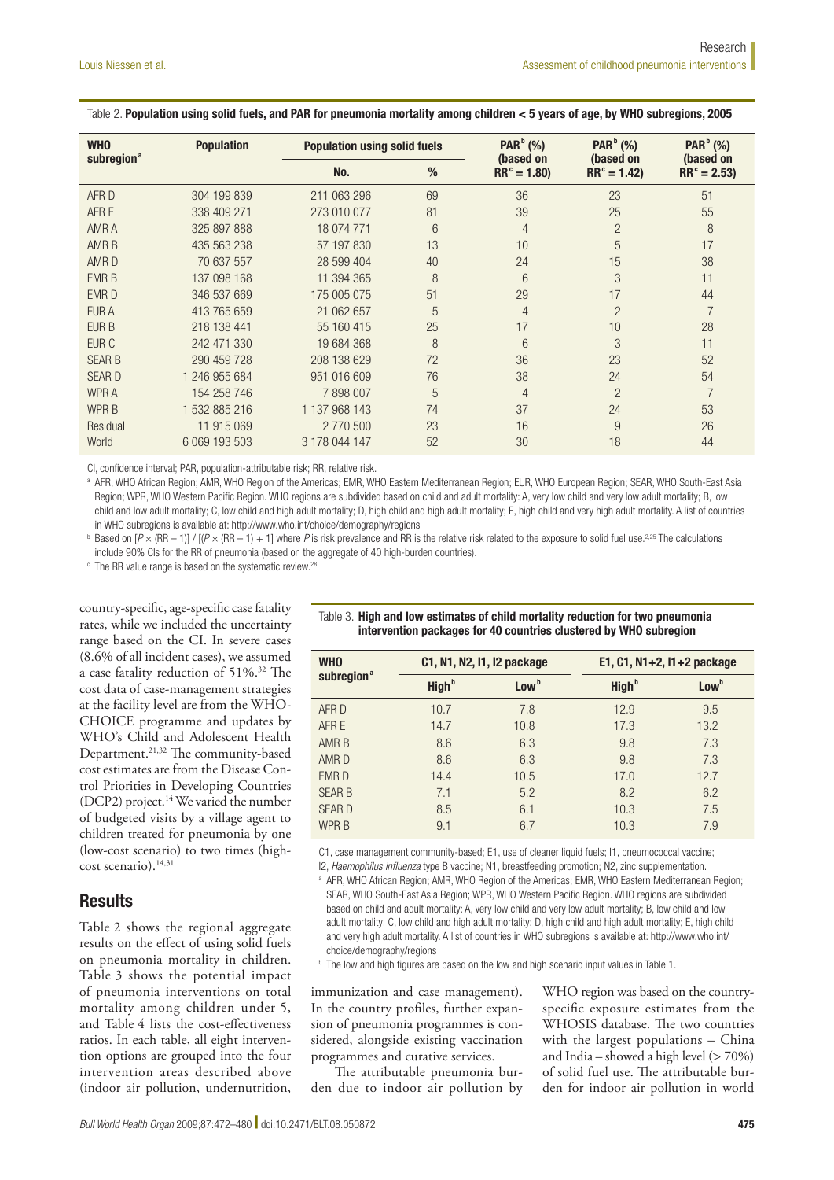Table 2. **Population using solid fuels, and PAR for pneumonia mortality among children < 5 years of age, by WHO subregions, 2005**

| WHO subregion[a] | Population | Population using solid fuels | | PAR[b] (%) (based on RR[c] = 1.80) | PAR[b] (%) (based on RR[c] = 1.42) | PAR[b] (%) (based on RR[c] = 2.53) |
|---|---|---|---|---|---|---|
| | | No. | % | | | |
| AFR D | 304 199 839 | 211 063 296 | 69 | 36 | 23 | 51 |
| AFR E | 338 409 271 | 273 010 077 | 81 | 39 | 25 | 55 |
| AMR A | 325 897 888 | 18 074 771 | 6 | 4 | 2 | 8 |
| AMR B | 435 563 238 | 57 197 830 | 13 | 10 | 5 | 17 |
| AMR D | 70 637 557 | 28 599 404 | 40 | 24 | 15 | 38 |
| EMR B | 137 098 168 | 11 394 365 | 8 | 6 | 3 | 11 |
| EMR D | 346 537 669 | 175 005 075 | 51 | 29 | 17 | 44 |
| EUR A | 413 765 659 | 21 062 657 | 5 | 4 | 2 | 7 |
| EUR B | 218 138 441 | 55 160 415 | 25 | 17 | 10 | 28 |
| EUR C | 242 471 330 | 19 684 368 | 8 | 6 | 3 | 11 |
| SEAR B | 290 459 728 | 208 138 629 | 72 | 36 | 23 | 52 |
| SEAR D | 1 246 955 684 | 951 016 609 | 76 | 38 | 24 | 54 |
| WPR A | 154 258 746 | 7 898 007 | 5 | 4 | 2 | 7 |
| WPR B | 1 532 885 216 | 1 137 968 143 | 74 | 37 | 24 | 53 |
| Residual | 11 915 069 | 2 770 500 | 23 | 16 | 9 | 26 |
| World | 6 069 193 503 | 3 178 044 147 | 52 | 30 | 18 | 44 |

CI, confidence interval; PAR, population-attributable risk; RR, relative risk.

[a] AFR, WHO African Region; AMR, WHO Region of the Americas; EMR, WHO Eastern Mediterranean Region; EUR, WHO European Region; SEAR, WHO South-East Asia Region; WPR, WHO Western Pacific Region. WHO regions are subdivided based on child and adult mortality: A, very low child and very low adult mortality; B, low child and low adult mortality; C, low child and high adult mortality; D, high child and high adult mortality; E, high child and very high adult mortality. A list of countries in WHO subregions is available at: http://www.who.int/choice/demography/regions

[b] Based on $[P \times (RR - 1)] / [(P \times (RR - 1) + 1]$ where $P$ is risk prevalence and RR is the relative risk related to the exposure to solid fuel use.[2,25] The calculations include 90% CIs for the RR of pneumonia (based on the aggregate of 40 high-burden countries).

[c] The RR value range is based on the systematic review.[28]

country-specific, age-specific case fatality rates, while we included the uncertainty range based on the CI. In severe cases (8.6% of all incident cases), we assumed a case fatality reduction of 51%.[32] The cost data of case-management strategies at the facility level are from the WHO-CHOICE programme and updates by WHO's Child and Adolescent Health Department.[21,32] The community-based cost estimates are from the Disease Control Priorities in Developing Countries (DCP2) project.[14] We varied the number of budgeted visits by a village agent to children treated for pneumonia by one (low-cost scenario) to two times (high-cost scenario).[14,31]

## Results

Table 2 shows the regional aggregate results on the effect of using solid fuels on pneumonia mortality in children. Table 3 shows the potential impact of pneumonia interventions on total mortality among children under 5, and Table 4 lists the cost-effectiveness ratios. In each table, all eight intervention options are grouped into the four intervention areas described above (indoor air pollution, undernutrition, immunization and case management). In the country profiles, further expansion of pneumonia programmes is considered, alongside existing vaccination programmes and curative services.

The attributable pneumonia burden due to indoor air pollution by WHO region was based on the country-specific exposure estimates from the WHOSIS database. The two countries with the largest populations – China and India – showed a high level (> 70%) of solid fuel use. The attributable burden for indoor air pollution in world

Table 3. **High and low estimates of child mortality reduction for two pneumonia intervention packages for 40 countries clustered by WHO subregion**

| WHO subregion[a] | C1, N1, N2, I1, I2 package | | E1, C1, N1+2, I1+2 package | |
|---|---|---|---|---|
| | High[b] | Low[b] | High[b] | Low[b] |
| AFR D | 10.7 | 7.8 | 12.9 | 9.5 |
| AFR E | 14.7 | 10.8 | 17.3 | 13.2 |
| AMR B | 8.6 | 6.3 | 9.8 | 7.3 |
| AMR D | 8.6 | 6.3 | 9.8 | 7.3 |
| EMR D | 14.4 | 10.5 | 17.0 | 12.7 |
| SEAR B | 7.1 | 5.2 | 8.2 | 6.2 |
| SEAR D | 8.5 | 6.1 | 10.3 | 7.5 |
| WPR B | 9.1 | 6.7 | 10.3 | 7.9 |

C1, case management community-based; E1, use of cleaner liquid fuels; I1, pneumococcal vaccine; I2, *Haemophilus influenza* type B vaccine; N1, breastfeeding promotion; N2, zinc supplementation.

[a] AFR, WHO African Region; AMR, WHO Region of the Americas; EMR, WHO Eastern Mediterranean Region; SEAR, WHO South-East Asia Region; WPR, WHO Western Pacific Region. WHO regions are subdivided based on child and adult mortality: A, very low child and very low adult mortality; B, low child and low adult mortality; C, low child and high adult mortality; D, high child and high adult mortality; E, high child and very high adult mortality. A list of countries in WHO subregions is available at: http://www.who.int/choice/demography/regions

[b] The low and high figures are based on the low and high scenario input values in Table 1.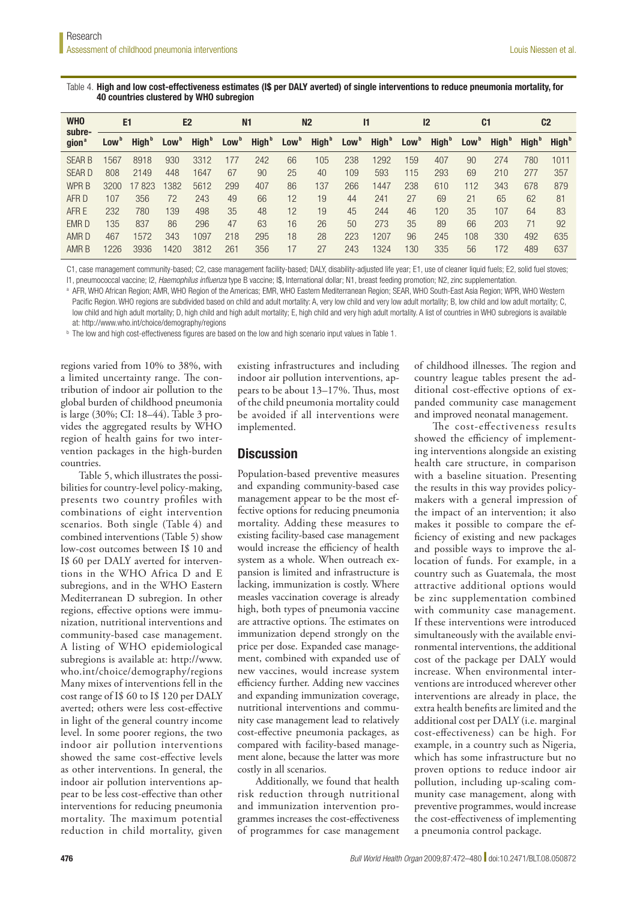Table 4. **High and low cost-effectiveness estimates (I$ per DALY averted) of single interventions to reduce pneumonia mortality, for 40 countries clustered by WHO subregion**

| WHO subregion[a] | E1 | | E2 | | N1 | | N2 | | I1 | | I2 | | C1 | | C2 | |
|---|---|---|---|---|---|---|---|---|---|---|---|---|---|---|---|---|
| | Low[b] | High[b] | Low[b] | High[b] | Low[b] | High[b] | Low[b] | High[b] | Low[b] | High[b] | Low[b] | High[b] | Low[b] | High[b] | High[b] | High[b] |
| SEAR B | 1567 | 8918 | 930 | 3312 | 177 | 242 | 66 | 105 | 238 | 1292 | 159 | 407 | 90 | 274 | 780 | 1011 |
| SEAR D | 808 | 2149 | 448 | 1647 | 67 | 90 | 25 | 40 | 109 | 593 | 115 | 293 | 69 | 210 | 277 | 357 |
| WPR B | 3200 | 17 823 | 1382 | 5612 | 299 | 407 | 86 | 137 | 266 | 1447 | 238 | 610 | 112 | 343 | 678 | 879 |
| AFR D | 107 | 356 | 72 | 243 | 49 | 66 | 12 | 19 | 44 | 241 | 27 | 69 | 21 | 65 | 62 | 81 |
| AFR E | 232 | 780 | 139 | 498 | 35 | 48 | 12 | 19 | 45 | 244 | 46 | 120 | 35 | 107 | 64 | 83 |
| EMR D | 135 | 837 | 86 | 296 | 47 | 63 | 16 | 26 | 50 | 273 | 35 | 89 | 66 | 203 | 71 | 92 |
| AMR D | 467 | 1572 | 343 | 1097 | 218 | 295 | 18 | 28 | 223 | 1207 | 96 | 245 | 108 | 330 | 492 | 635 |
| AMR B | 1226 | 3936 | 1420 | 3812 | 261 | 356 | 17 | 27 | 243 | 1324 | 130 | 335 | 56 | 172 | 489 | 637 |

C1, case management community-based; C2, case management facility-based; DALY, disability-adjusted life year; E1, use of cleaner liquid fuels; E2, solid fuel stoves; I1, pneumococcal vaccine; I2, *Haemophilus influenza* type B vaccine; I$, International dollar; N1, breast feeding promotion; N2, zinc supplementation.

[a] AFR, WHO African Region; AMR, WHO Region of the Americas; EMR, WHO Eastern Mediterranean Region; SEAR, WHO South-East Asia Region; WPR, WHO Western Pacific Region. WHO regions are subdivided based on child and adult mortality: A, very low child and very low adult mortality; B, low child and low adult mortality; C, low child and high adult mortality; D, high child and high adult mortality; E, high child and very high adult mortality. A list of countries in WHO subregions is available at: http://www.who.int/choice/demography/regions

[b] The low and high cost-effectiveness figures are based on the low and high scenario input values in Table 1.

regions varied from 10% to 38%, with a limited uncertainty range. The contribution of indoor air pollution to the global burden of childhood pneumonia is large (30%; CI: 18–44). Table 3 provides the aggregated results by WHO region of health gains for two intervention packages in the high-burden countries.

Table 5, which illustrates the possibilities for country-level policy-making, presents two country profiles with combinations of eight intervention scenarios. Both single (Table 4) and combined interventions (Table 5) show low-cost outcomes between I$ 10 and I$ 60 per DALY averted for interventions in the WHO Africa D and E subregions, and in the WHO Eastern Mediterranean D subregion. In other regions, effective options were immunization, nutritional interventions and community-based case management. A listing of WHO epidemiological subregions is available at: http://www.who.int/choice/demography/regions Many mixes of interventions fell in the cost range of I$ 60 to I$ 120 per DALY averted; others were less cost-effective in light of the general country income level. In some poorer regions, the two indoor air pollution interventions showed the same cost-effective levels as other interventions. In general, the indoor air pollution interventions appear to be less cost-effective than other interventions for reducing pneumonia mortality. The maximum potential reduction in child mortality, given existing infrastructures and including indoor air pollution interventions, appears to be about 13–17%. Thus, most of the child pneumonia mortality could be avoided if all interventions were implemented.

## Discussion

Population-based preventive measures and expanding community-based case management appear to be the most effective options for reducing pneumonia mortality. Adding these measures to existing facility-based case management would increase the efficiency of health system as a whole. When outreach expansion is limited and infrastructure is lacking, immunization is costly. Where measles vaccination coverage is already high, both types of pneumonia vaccine are attractive options. The estimates on immunization depend strongly on the price per dose. Expanded case management, combined with expanded use of new vaccines, would increase system efficiency further. Adding new vaccines and expanding immunization coverage, nutritional interventions and community case management lead to relatively cost-effective pneumonia packages, as compared with facility-based management alone, because the latter was more costly in all scenarios.

Additionally, we found that health risk reduction through nutritional and immunization intervention programmes increases the cost-effectiveness of programmes for case management of childhood illnesses. The region and country league tables present the additional cost-effective options of expanded community case management and improved neonatal management.

The cost-effectiveness results showed the efficiency of implementing interventions alongside an existing health care structure, in comparison with a baseline situation. Presenting the results in this way provides policy-makers with a general impression of the impact of an intervention; it also makes it possible to compare the efficiency of existing and new packages and possible ways to improve the allocation of funds. For example, in a country such as Guatemala, the most attractive additional options would be zinc supplementation combined with community case management. If these interventions were introduced simultaneously with the available environmental interventions, the additional cost of the package per DALY would increase. When environmental interventions are introduced wherever other interventions are already in place, the extra health benefits are limited and the additional cost per DALY (i.e. marginal cost-effectiveness) can be high. For example, in a country such as Nigeria, which has some infrastructure but no proven options to reduce indoor air pollution, including up-scaling community case management, along with preventive programmes, would increase the cost-effectiveness of implementing a pneumonia control package.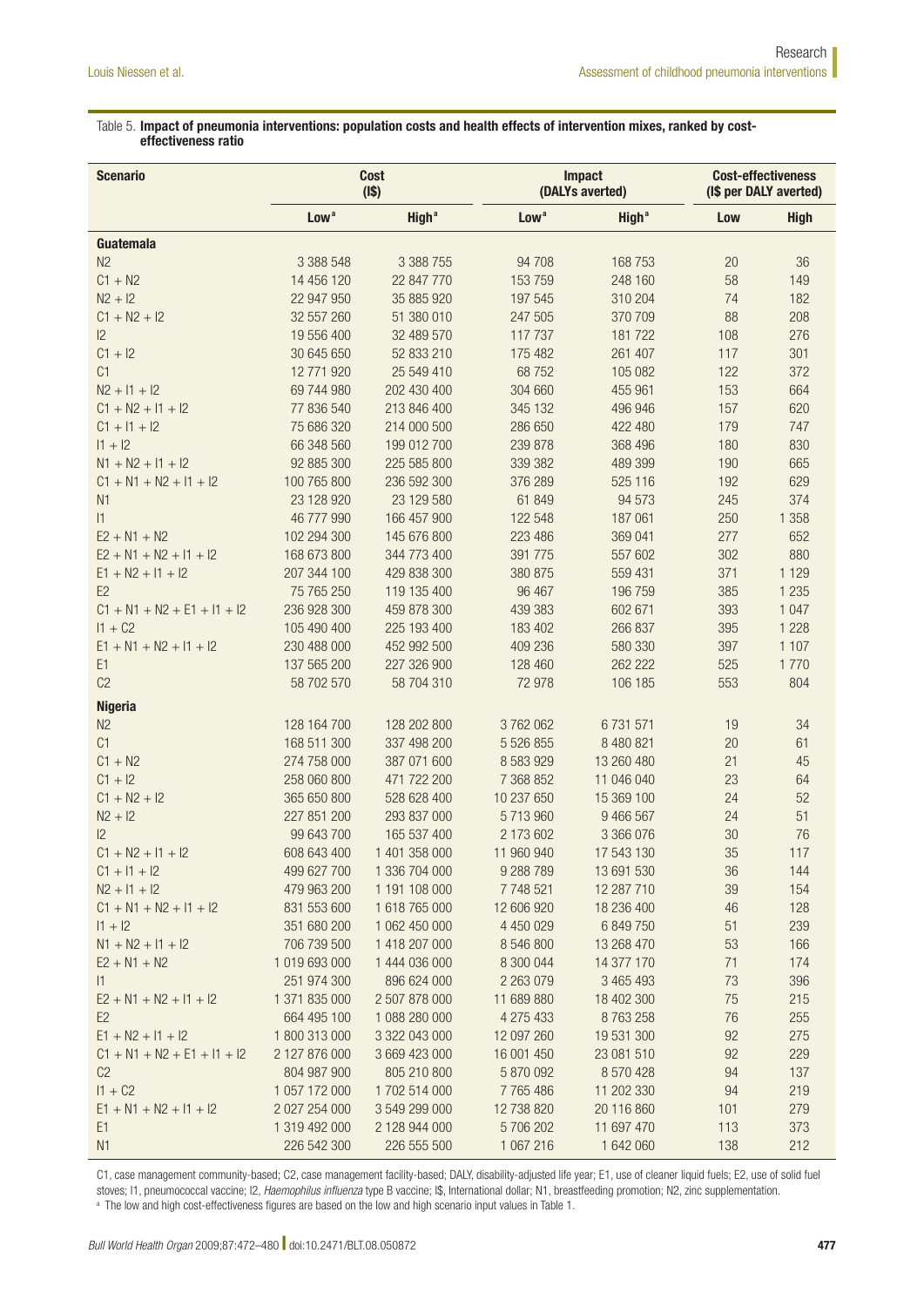Table 5. **Impact of pneumonia interventions: population costs and health effects of intervention mixes, ranked by cost-effectiveness ratio**

| Scenario | Cost (I$) | | Impact (DALYs averted) | | Cost-effectiveness (I$ per DALY averted) | |
|---|---|---|---|---|---|---|
| | Low[a] | High[a] | Low[a] | High[a] | Low | High |
| **Guatemala** | | | | | | |
| N2 | 3 388 548 | 3 388 755 | 94 708 | 168 753 | 20 | 36 |
| C1 + N2 | 14 456 120 | 22 847 770 | 153 759 | 248 160 | 58 | 149 |
| N2 + I2 | 22 947 950 | 35 885 920 | 197 545 | 310 204 | 74 | 182 |
| C1 + N2 + I2 | 32 557 260 | 51 380 010 | 247 505 | 370 709 | 88 | 208 |
| I2 | 19 556 400 | 32 489 570 | 117 737 | 181 722 | 108 | 276 |
| C1 + I2 | 30 645 650 | 52 833 210 | 175 482 | 261 407 | 117 | 301 |
| C1 | 12 771 920 | 25 549 410 | 68 752 | 105 082 | 122 | 372 |
| N2 + I1 + I2 | 69 744 980 | 202 430 400 | 304 660 | 455 961 | 153 | 664 |
| C1 + N2 + I1 + I2 | 77 836 540 | 213 846 400 | 345 132 | 496 946 | 157 | 620 |
| C1 + I1 + I2 | 75 686 320 | 214 000 500 | 286 650 | 422 480 | 179 | 747 |
| I1 + I2 | 66 348 560 | 199 012 700 | 239 878 | 368 496 | 180 | 830 |
| N1 + N2 + I1 + I2 | 92 885 300 | 225 585 800 | 339 382 | 489 399 | 190 | 665 |
| C1 + N1 + N2 + I1 + I2 | 100 765 800 | 236 592 300 | 376 289 | 525 116 | 192 | 629 |
| N1 | 23 128 920 | 23 129 580 | 61 849 | 94 573 | 245 | 374 |
| I1 | 46 777 990 | 166 457 900 | 122 548 | 187 061 | 250 | 1 358 |
| E2 + N1 + N2 | 102 294 300 | 145 676 800 | 223 486 | 369 041 | 277 | 652 |
| E2 + N1 + N2 + I1 + I2 | 168 673 800 | 344 773 400 | 391 775 | 557 602 | 302 | 880 |
| E1 + N2 + I1 + I2 | 207 344 100 | 429 838 300 | 380 875 | 559 431 | 371 | 1 129 |
| E2 | 75 765 250 | 119 135 400 | 96 467 | 196 759 | 385 | 1 235 |
| C1 + N1 + N2 + E1 + I1 + I2 | 236 928 300 | 459 878 300 | 439 383 | 602 671 | 393 | 1 047 |
| I1 + C2 | 105 490 400 | 225 193 400 | 183 402 | 266 837 | 395 | 1 228 |
| E1 + N1 + N2 + I1 + I2 | 230 488 000 | 452 992 500 | 409 236 | 580 330 | 397 | 1 107 |
| E1 | 137 565 200 | 227 326 900 | 128 460 | 262 222 | 525 | 1 770 |
| C2 | 58 702 570 | 58 704 310 | 72 978 | 106 185 | 553 | 804 |
| **Nigeria** | | | | | | |
| N2 | 128 164 700 | 128 202 800 | 3 762 062 | 6 731 571 | 19 | 34 |
| C1 | 168 511 300 | 337 498 200 | 5 526 855 | 8 480 821 | 20 | 61 |
| C1 + N2 | 274 758 000 | 387 071 600 | 8 583 929 | 13 260 480 | 21 | 45 |
| C1 + I2 | 258 060 800 | 471 722 200 | 7 368 852 | 11 046 040 | 23 | 64 |
| C1 + N2 + I2 | 365 650 800 | 528 628 400 | 10 237 650 | 15 369 100 | 24 | 52 |
| N2 + I2 | 227 851 200 | 293 837 000 | 5 713 960 | 9 466 567 | 24 | 51 |
| I2 | 99 643 700 | 165 537 400 | 2 173 602 | 3 366 076 | 30 | 76 |
| C1 + N2 + I1 + I2 | 608 643 400 | 1 401 358 000 | 11 960 940 | 17 543 130 | 35 | 117 |
| C1 + I1 + I2 | 499 627 700 | 1 336 704 000 | 9 288 789 | 13 691 530 | 36 | 144 |
| N2 + I1 + I2 | 479 963 200 | 1 191 108 000 | 7 748 521 | 12 287 710 | 39 | 154 |
| C1 + N1 + N2 + I1 + I2 | 831 553 600 | 1 618 765 000 | 12 606 920 | 18 236 400 | 46 | 128 |
| I1 + I2 | 351 680 200 | 1 062 450 000 | 4 450 029 | 6 849 750 | 51 | 239 |
| N1 + N2 + I1 + I2 | 706 739 500 | 1 418 207 000 | 8 546 800 | 13 268 470 | 53 | 166 |
| E2 + N1 + N2 | 1 019 693 000 | 1 444 036 000 | 8 300 044 | 14 377 170 | 71 | 174 |
| I1 | 251 974 300 | 896 624 000 | 2 263 079 | 3 465 493 | 73 | 396 |
| E2 + N1 + N2 + I1 + I2 | 1 371 835 000 | 2 507 878 000 | 11 689 880 | 18 402 300 | 75 | 215 |
| E2 | 664 495 100 | 1 088 280 000 | 4 275 433 | 8 763 258 | 76 | 255 |
| E1 + N2 + I1 + I2 | 1 800 313 000 | 3 322 043 000 | 12 097 260 | 19 531 300 | 92 | 275 |
| C1 + N1 + N2 + E1 + I1 + I2 | 2 127 876 000 | 3 669 423 000 | 16 001 450 | 23 081 510 | 92 | 229 |
| C2 | 804 987 900 | 805 210 800 | 5 870 092 | 8 570 428 | 94 | 137 |
| I1 + C2 | 1 057 172 000 | 1 702 514 000 | 7 765 486 | 11 202 330 | 94 | 219 |
| E1 + N1 + N2 + I1 + I2 | 2 027 254 000 | 3 549 299 000 | 12 738 820 | 20 116 860 | 101 | 279 |
| E1 | 1 319 492 000 | 2 128 944 000 | 5 706 202 | 11 697 470 | 113 | 373 |
| N1 | 226 542 300 | 226 555 500 | 1 067 216 | 1 642 060 | 138 | 212 |

C1, case management community-based; C2, case management facility-based; DALY, disability-adjusted life year; E1, use of cleaner liquid fuels; E2, use of solid fuel stoves; I1, pneumococcal vaccine; I2, *Haemophilus influenza* type B vaccine; I$, International dollar; N1, breastfeeding promotion; N2, zinc supplementation.

[a] The low and high cost-effectiveness figures are based on the low and high scenario input values in Table 1.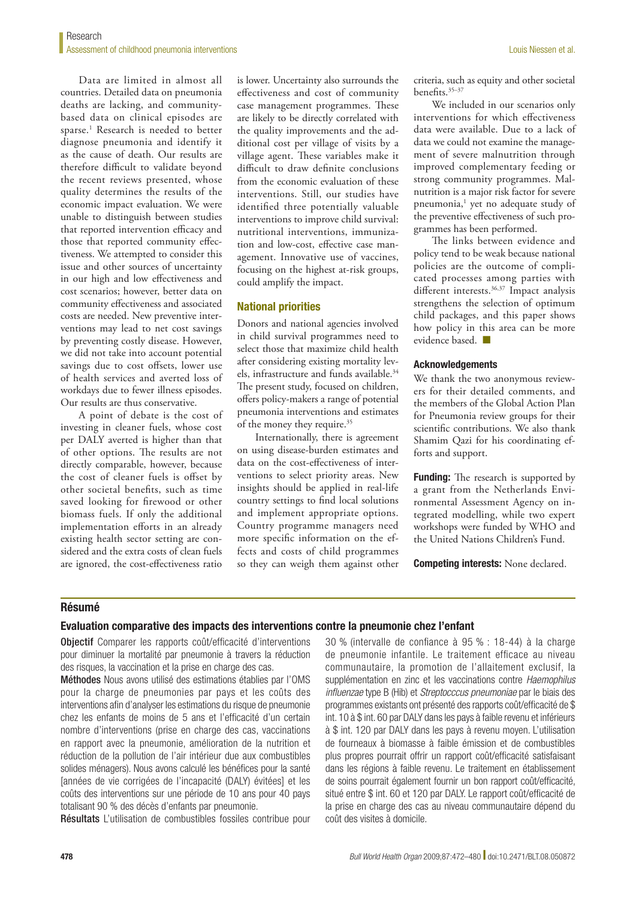Data are limited in almost all countries. Detailed data on pneumonia deaths are lacking, and community-based data on clinical episodes are sparse.[1] Research is needed to better diagnose pneumonia and identify it as the cause of death. Our results are therefore difficult to validate beyond the recent reviews presented, whose quality determines the results of the economic impact evaluation. We were unable to distinguish between studies that reported intervention efficacy and those that reported community effectiveness. We attempted to consider this issue and other sources of uncertainty in our high and low effectiveness and cost scenarios; however, better data on community effectiveness and associated costs are needed. New preventive interventions may lead to net cost savings by preventing costly disease. However, we did not take into account potential savings due to cost offsets, lower use of health services and averted loss of workdays due to fewer illness episodes. Our results are thus conservative.

A point of debate is the cost of investing in cleaner fuels, whose cost per DALY averted is higher than that of other options. The results are not directly comparable, however, because the cost of cleaner fuels is offset by other societal benefits, such as time saved looking for firewood or other biomass fuels. If only the additional implementation efforts in an already existing health sector setting are considered and the extra costs of clean fuels are ignored, the cost-effectiveness ratio is lower. Uncertainty also surrounds the effectiveness and cost of community case management programmes. These are likely to be directly correlated with the quality improvements and the additional cost per village of visits by a village agent. These variables make it difficult to draw definite conclusions from the economic evaluation of these interventions. Still, our studies have identified three potentially valuable interventions to improve child survival: nutritional interventions, immunization and low-cost, effective case management. Innovative use of vaccines, focusing on the highest at-risk groups, could amplify the impact.

## National priorities

Donors and national agencies involved in child survival programmes need to select those that maximize child health after considering existing mortality levels, infrastructure and funds available.[34] The present study, focused on children, offers policy-makers a range of potential pneumonia interventions and estimates of the money they require.[35]

Internationally, there is agreement on using disease-burden estimates and data on the cost-effectiveness of interventions to select priority areas. New insights should be applied in real-life country settings to find local solutions and implement appropriate options. Country programme managers need more specific information on the effects and costs of child programmes so they can weigh them against other criteria, such as equity and other societal benefits.[35–37]

We included in our scenarios only interventions for which effectiveness data were available. Due to a lack of data we could not examine the management of severe malnutrition through improved complementary feeding or strong community programmes. Malnutrition is a major risk factor for severe pneumonia,[1] yet no adequate study of the preventive effectiveness of such programmes has been performed.

The links between evidence and policy tend to be weak because national policies are the outcome of complicated processes among parties with different interests.[36,37] Impact analysis strengthens the selection of optimum child packages, and this paper shows how policy in this area can be more evidence based. ■

### Acknowledgements

We thank the two anonymous reviewers for their detailed comments, and the members of the Global Action Plan for Pneumonia review groups for their scientific contributions. We also thank Shamim Qazi for his coordinating efforts and support.

**Funding:** The research is supported by a grant from the Netherlands Environmental Assessment Agency on integrated modelling, while two expert workshops were funded by WHO and the United Nations Children's Fund.

**Competing interests:** None declared.

## Résumé

### Evaluation comparative des impacts des interventions contre la pneumonie chez l'enfant

**Objectif** Comparer les rapports coût/efficacité d'interventions pour diminuer la mortalité par pneumonie à travers la réduction des risques, la vaccination et la prise en charge des cas.

**Méthodes** Nous avons utilisé des estimations établies par l'OMS pour la charge de pneumonies par pays et les coûts des interventions afin d'analyser les estimations du risque de pneumonie chez les enfants de moins de 5 ans et l'efficacité d'un certain nombre d'interventions (prise en charge des cas, vaccinations en rapport avec la pneumonie, amélioration de la nutrition et réduction de la pollution de l'air intérieur due aux combustibles solides ménagers). Nous avons calculé les bénéfices pour la santé [années de vie corrigées de l'incapacité (DALY) évitées] et les coûts des interventions sur une période de 10 ans pour 40 pays totalisant 90 % des décès d'enfants par pneumonie.

**Résultats** L'utilisation de combustibles fossiles contribue pour 30 % (intervalle de confiance à 95 % : 18-44) à la charge de pneumonie infantile. Le traitement efficace au niveau communautaire, la promotion de l'allaitement exclusif, la supplémentation en zinc et les vaccinations contre *Haemophilus influenzae* type B (Hib) et *Streptocccus pneumoniae* par le biais des programmes existants ont présenté des rapports coût/efficacité de $ int. 10 à $ int. 60 par DALY dans les pays à faible revenu et inférieurs à $ int. 120 par DALY dans les pays à revenu moyen. L'utilisation de fourneaux à biomasse à faible émission et de combustibles plus propres pourrait offrir un rapport coût/efficacité satisfaisant dans les régions à faible revenu. Le traitement en établissement de soins pourrait également fournir un bon rapport coût/efficacité, situé entre $ int. 60 et 120 par DALY. Le rapport coût/efficacité de la prise en charge des cas au niveau communautaire dépend du coût des visites à domicile.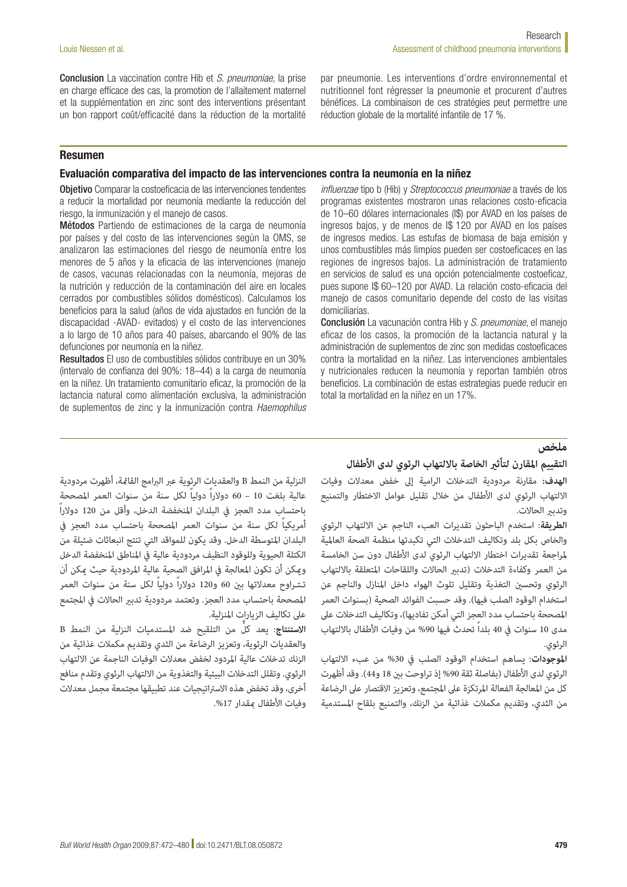**Conclusion** La vaccination contre Hib et *S. pneumoniae*, la prise en charge efficace des cas, la promotion de l'allaitement maternel et la supplémentation en zinc sont des interventions présentant un bon rapport coût/efficacité dans la réduction de la mortalité par pneumonie. Les interventions d'ordre environnemental et nutritionnel font régresser la pneumonie et procurent d'autres bénéfices. La combinaison de ces stratégies peut permettre une réduction globale de la mortalité infantile de 17 %.

## Resumen

### Evaluación comparativa del impacto de las intervenciones contra la neumonía en la niñez

**Objetivo** Comparar la costoeficacia de las intervenciones tendentes a reducir la mortalidad por neumonía mediante la reducción del riesgo, la inmunización y el manejo de casos.

**Métodos** Partiendo de estimaciones de la carga de neumonía por países y del costo de las intervenciones según la OMS, se analizaron las estimaciones del riesgo de neumonía entre los menores de 5 años y la eficacia de las intervenciones (manejo de casos, vacunas relacionadas con la neumonía, mejoras de la nutrición y reducción de la contaminación del aire en locales cerrados por combustibles sólidos domésticos). Calculamos los beneficios para la salud (años de vida ajustados en función de la discapacidad -AVAD- evitados) y el costo de las intervenciones a lo largo de 10 años para 40 países, abarcando el 90% de las defunciones por neumonía en la niñez.

**Resultados** El uso de combustibles sólidos contribuye en un 30% (intervalo de confianza del 90%: 18–44) a la carga de neumonía en la niñez. Un tratamiento comunitario eficaz, la promoción de la lactancia natural como alimentación exclusiva, la administración de suplementos de zinc y la inmunización contra *Haemophilus influenzae* tipo b (Hib) y *Streptococcus pneumoniae* a través de los programas existentes mostraron unas relaciones costo-eficacia de 10–60 dólares internacionales (I$) por AVAD en los países de ingresos bajos, y de menos de I$ 120 por AVAD en los países de ingresos medios. Las estufas de biomasa de baja emisión y unos combustibles más limpios pueden ser costoeficaces en las regiones de ingresos bajos. La administración de tratamiento en servicios de salud es una opción potencialmente costoeficaz, pues supone I$ 60–120 por AVAD. La relación costo-eficacia del manejo de casos comunitario depende del costo de las visitas domiciliarias.

**Conclusión** La vacunación contra Hib y *S. pneumoniae*, el manejo eficaz de los casos, la promoción de la lactancia natural y la administración de suplementos de zinc son medidas costoeficaces contra la mortalidad en la niñez. Las intervenciones ambientales y nutricionales reducen la neumonía y reportan también otros beneficios. La combinación de estas estrategias puede reducir en total la mortalidad en la niñez en un 17%.

## ملخص

### التقييم المقارن لتأثير الخاصة بالالتهاب الرئوي لدى الأطفال

**الهدف:** مقارنة مردودية التدخلات الرامية إلى خفض معدلات وفيات الالتهاب الرئوي لدى الأطفال من خلال تقليل عوامل الاختطار والتمنيع وتدبير الحالات.

**الطريقة:** استخدم الباحثون تقديرات العبء الناجم عن الالتهاب الرئوي والخاص بكل بلد وتكاليف التدخلات التي تكبدتها منظمة الصحة العالمية لمراجعة تقديرات اختطار الالتهاب الرئوي لدى الأطفال دون سن الخامسة من العمر وكفاءة التدخلات (تدبير الحالات واللقاحات المتعلقة بالالتهاب الرئوي وتحسين التغذية وتقليل تلوث الهواء داخل المنازل والناجم عن استخدام الوقود الصلب فيها). وقد حسبت الفوائد الصحية (بسنوات العمر المصححة باحتساب مدد العجز التي أمكن تفاديها)، وتكاليف التدخلات على مدى 10 سنوات في 40 بلداً تحدث فيها 90% من وفيات الأطفال بالالتهاب الرئوي.

**الموجودات:** يساهم استخدام الوقود الصلب في 30% من عبء الالتهاب الرئوي لدى الأطفال (بفاصلة ثقة 90% إذ تراوحت بين 18 و44). وقد أظهرت كل من المعالجة الفعالة المرتكزة على المجتمع، وتعزيز الاقتصار على الرضاعة من الثدي، وتقديم مكملات غذائية من الزنك، والتمنيع بلقاح المستدمية النزلية من النمط B والعقديات الرئوية عبر البرامج القائمة، أظهرت مردودية عالية بلغت 10 – 60 دولاراً دولياً لكل سنة من سنوات العمر المصححة باحتساب مدد العجز في البلدان المنخفضة الدخل، وأقل من 120 دولاراً أمريكياً لكل سنة من سنوات العمر المصححة باحتساب مدد العجز في البلدان المتوسطة الدخل. وقد يكون للمواقد التي تنتج انبعاثات ضئيلة من الكتلة الحيوية وللوقود النظيف مردودية عالية في المناطق المنخفضة الدخل ويمكن أن تكون المعالجة في المرافق الصحية عالية المردودية حيث يمكن أن تتـراوح معدلاتها بين 60 و120 دولاراً دولياً لكل سنة من سنوات العمر المصححة باحتساب مدد العجز. وتعتمد مردودية تدبير الحالات في المجتمع على تكاليف الزيارات المنزلية.

**الاستنتاج:** يعد كلٌ من التلقيح ضد المستدميات النزلية من النمط B والعقديات الرئوية، وتعزيز الرضاعة من الثدي وتقديم مكملات غذائية من الزنك تدخلات عالية المردود لخفض معدلات الوفيات الناجمة عن الالتهاب الرئوي. وتقلل التدخلات البيئية والتغذوية من الالتهاب الرئوي وتقدم منافع أخرى، وقد تخفض هذه الاستراتيجيات عند تطبيقها مجتمعة مجمل معدلات وفيات الأطفال بمقدار 17%.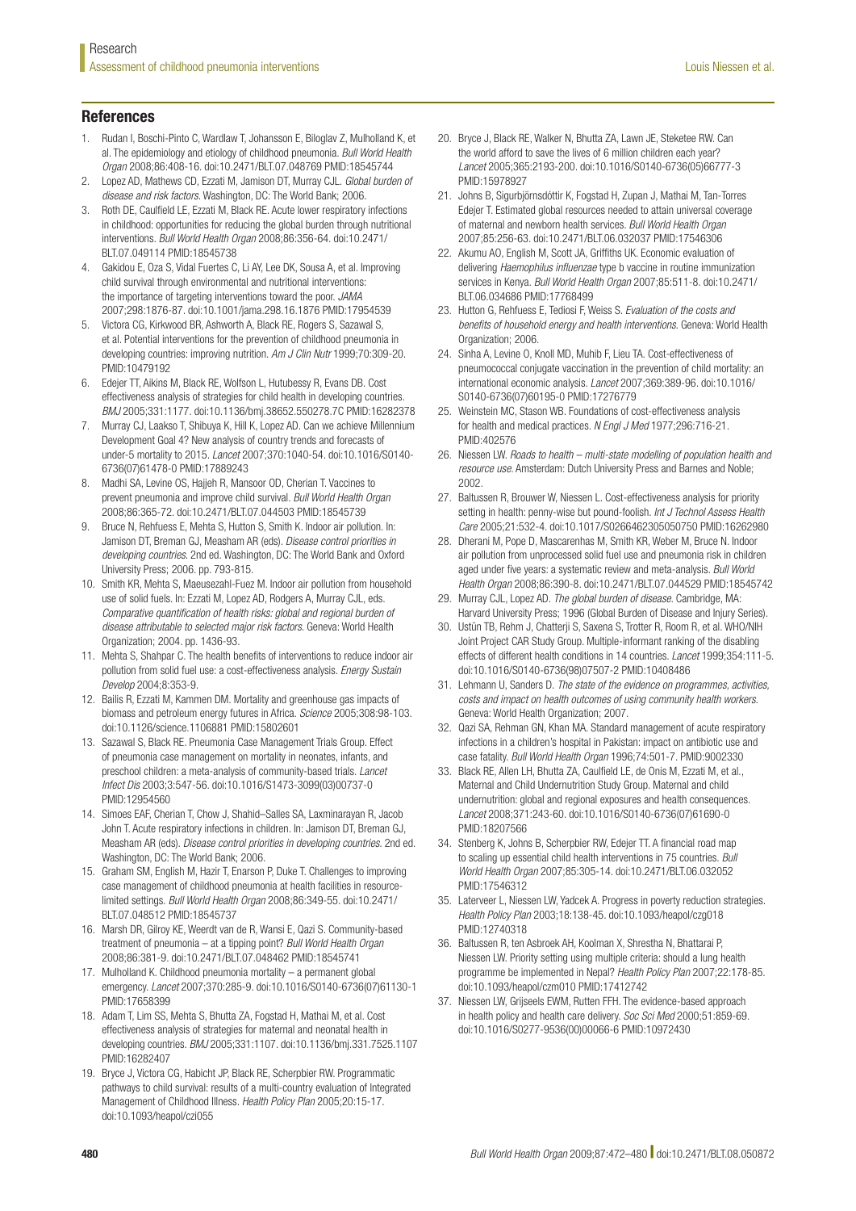## References

1. Rudan I, Boschi-Pinto C, Wardlaw T, Johansson E, Biloglav Z, Mulholland K, et al. The epidemiology and etiology of childhood pneumonia. *Bull World Health Organ* 2008;86:408-16. doi:10.2471/BLT.07.048769 PMID:18545744
2. Lopez AD, Mathews CD, Ezzati M, Jamison DT, Murray CJL. *Global burden of disease and risk factors*. Washington, DC: The World Bank; 2006.
3. Roth DE, Caulfield LE, Ezzati M, Black RE. Acute lower respiratory infections in childhood: opportunities for reducing the global burden through nutritional interventions. *Bull World Health Organ* 2008;86:356-64. doi:10.2471/BLT.07.049114 PMID:18545738
4. Gakidou E, Oza S, Vidal Fuertes C, Li AY, Lee DK, Sousa A, et al. Improving child survival through environmental and nutritional interventions: the importance of targeting interventions toward the poor. *JAMA* 2007;298:1876-87. doi:10.1001/jama.298.16.1876 PMID:17954539
5. Victora CG, Kirkwood BR, Ashworth A, Black RE, Rogers S, Sazawal S, et al. Potential interventions for the prevention of childhood pneumonia in developing countries: improving nutrition. *Am J Clin Nutr* 1999;70:309-20. PMID:10479192
6. Edejer TT, Aikins M, Black RE, Wolfson L, Hutubessy R, Evans DB. Cost effectiveness analysis of strategies for child health in developing countries. *BMJ* 2005;331:1177. doi:10.1136/bmj.38652.550278.7C PMID:16282378
7. Murray CJ, Laakso T, Shibuya K, Hill K, Lopez AD. Can we achieve Millennium Development Goal 4? New analysis of country trends and forecasts of under-5 mortality to 2015. *Lancet* 2007;370:1040-54. doi:10.1016/S0140-6736(07)61478-0 PMID:17889243
8. Madhi SA, Levine OS, Hajjeh R, Mansoor OD, Cherian T. Vaccines to prevent pneumonia and improve child survival. *Bull World Health Organ* 2008;86:365-72. doi:10.2471/BLT.07.044503 PMID:18545739
9. Bruce N, Rehfuess E, Mehta S, Hutton S, Smith K. Indoor air pollution. In: Jamison DT, Breman GJ, Measham AR (eds). *Disease control priorities in developing countries*. 2nd ed. Washington, DC: The World Bank and Oxford University Press; 2006. pp. 793-815.
10. Smith KR, Mehta S, Maeusezahl-Fuez M. Indoor air pollution from household use of solid fuels. In: Ezzati M, Lopez AD, Rodgers A, Murray CJL, eds. *Comparative quantification of health risks: global and regional burden of disease attributable to selected major risk factors*. Geneva: World Health Organization; 2004. pp. 1436-93.
11. Mehta S, Shahpar C. The health benefits of interventions to reduce indoor air pollution from solid fuel use: a cost-effectiveness analysis. *Energy Sustain Develop* 2004;8:353-9.
12. Bailis R, Ezzati M, Kammen DM. Mortality and greenhouse gas impacts of biomass and petroleum energy futures in Africa. *Science* 2005;308:98-103. doi:10.1126/science.1106881 PMID:15802601
13. Sazawal S, Black RE. Pneumonia Case Management Trials Group. Effect of pneumonia case management on mortality in neonates, infants, and preschool children: a meta-analysis of community-based trials. *Lancet Infect Dis* 2003;3:547-56. doi:10.1016/S1473-3099(03)00737-0 PMID:12954560
14. Simoes EAF, Cherian T, Chow J, Shahid–Salles SA, Laxminarayan R, Jacob John T. Acute respiratory infections in children. In: Jamison DT, Breman GJ, Measham AR (eds). *Disease control priorities in developing countries*. 2nd ed. Washington, DC: The World Bank; 2006.
15. Graham SM, English M, Hazir T, Enarson P, Duke T. Challenges to improving case management of childhood pneumonia at health facilities in resource-limited settings. *Bull World Health Organ* 2008;86:349-55. doi:10.2471/BLT.07.048512 PMID:18545737
16. Marsh DR, Gilroy KE, Weerdt van de R, Wansi E, Qazi S. Community-based treatment of pneumonia – at a tipping point? *Bull World Health Organ* 2008;86:381-9. doi:10.2471/BLT.07.048462 PMID:18545741
17. Mulholland K. Childhood pneumonia mortality – a permanent global emergency. *Lancet* 2007;370:285-9. doi:10.1016/S0140-6736(07)61130-1 PMID:17658399
18. Adam T, Lim SS, Mehta S, Bhutta ZA, Fogstad H, Mathai M, et al. Cost effectiveness analysis of strategies for maternal and neonatal health in developing countries. *BMJ* 2005;331:1107. doi:10.1136/bmj.331.7525.1107 PMID:16282407
19. Bryce J, Victora CG, Habicht JP, Black RE, Scherpbier RW. Programmatic pathways to child survival: results of a multi-country evaluation of Integrated Management of Childhood Illness. *Health Policy Plan* 2005;20:15-17. doi:10.1093/heapol/czi055
20. Bryce J, Black RE, Walker N, Bhutta ZA, Lawn JE, Steketee RW. Can the world afford to save the lives of 6 million children each year? *Lancet* 2005;365:2193-200. doi:10.1016/S0140-6736(05)66777-3 PMID:15978927
21. Johns B, Sigurbjörnsdóttir K, Fogstad H, Zupan J, Mathai M, Tan-Torres Edejer T. Estimated global resources needed to attain universal coverage of maternal and newborn health services. *Bull World Health Organ* 2007;85:256-63. doi:10.2471/BLT.06.032037 PMID:17546306
22. Akumu AO, English M, Scott JA, Griffiths UK. Economic evaluation of delivering *Haemophilus influenzae* type b vaccine in routine immunization services in Kenya. *Bull World Health Organ* 2007;85:511-8. doi:10.2471/BLT.06.034686 PMID:17768499
23. Hutton G, Rehfuess E, Tediosi F, Weiss S. *Evaluation of the costs and benefits of household energy and health interventions*. Geneva: World Health Organization; 2006.
24. Sinha A, Levine O, Knoll MD, Muhib F, Lieu TA. Cost-effectiveness of pneumococcal conjugate vaccination in the prevention of child mortality: an international economic analysis. *Lancet* 2007;369:389-96. doi:10.1016/S0140-6736(07)60195-0 PMID:17276779
25. Weinstein MC, Stason WB. Foundations of cost-effectiveness analysis for health and medical practices. *N Engl J Med* 1977;296:716-21. PMID:402576
26. Niessen LW. *Roads to health – multi-state modelling of population health and resource use*. Amsterdam: Dutch University Press and Barnes and Noble; 2002.
27. Baltussen R, Brouwer W, Niessen L. Cost-effectiveness analysis for priority setting in health: penny-wise but pound-foolish. *Int J Technol Assess Health Care* 2005;21:532-4. doi:10.1017/S0266462305050750 PMID:16262980
28. Dherani M, Pope D, Mascarenhas M, Smith KR, Weber M, Bruce N. Indoor air pollution from unprocessed solid fuel use and pneumonia risk in children aged under five years: a systematic review and meta-analysis. *Bull World Health Organ* 2008;86:390-8. doi:10.2471/BLT.07.044529 PMID:18545742
29. Murray CJL, Lopez AD. *The global burden of disease*. Cambridge, MA: Harvard University Press; 1996 (Global Burden of Disease and Injury Series).
30. Ustün TB, Rehm J, Chatterji S, Saxena S, Trotter R, Room R, et al. WHO/NIH Joint Project CAR Study Group. Multiple-informant ranking of the disabling effects of different health conditions in 14 countries. *Lancet* 1999;354:111-5. doi:10.1016/S0140-6736(98)07507-2 PMID:10408486
31. Lehmann U, Sanders D. *The state of the evidence on programmes, activities, costs and impact on health outcomes of using community health workers*. Geneva: World Health Organization; 2007.
32. Qazi SA, Rehman GN, Khan MA. Standard management of acute respiratory infections in a children's hospital in Pakistan: impact on antibiotic use and case fatality. *Bull World Health Organ* 1996;74:501-7. PMID:9002330
33. Black RE, Allen LH, Bhutta ZA, Caulfield LE, de Onis M, Ezzati M, et al., Maternal and Child Undernutrition Study Group. Maternal and child undernutrition: global and regional exposures and health consequences. *Lancet* 2008;371:243-60. doi:10.1016/S0140-6736(07)61690-0 PMID:18207566
34. Stenberg K, Johns B, Scherpbier RW, Edejer TT. A financial road map to scaling up essential child health interventions in 75 countries. *Bull World Health Organ* 2007;85:305-14. doi:10.2471/BLT.06.032052 PMID:17546312
35. Laterveer L, Niessen LW, Yadcek A. Progress in poverty reduction strategies. *Health Policy Plan* 2003;18:138-45. doi:10.1093/heapol/czg018 PMID:12740318
36. Baltussen R, ten Asbroek AH, Koolman X, Shrestha N, Bhattarai P, Niessen LW. Priority setting using multiple criteria: should a lung health programme be implemented in Nepal? *Health Policy Plan* 2007;22:178-85. doi:10.1093/heapol/czm010 PMID:17412742
37. Niessen LW, Grijseels EWM, Rutten FFH. The evidence-based approach in health policy and health care delivery. *Soc Sci Med* 2000;51:859-69. doi:10.1016/S0277-9536(00)00066-6 PMID:10972430